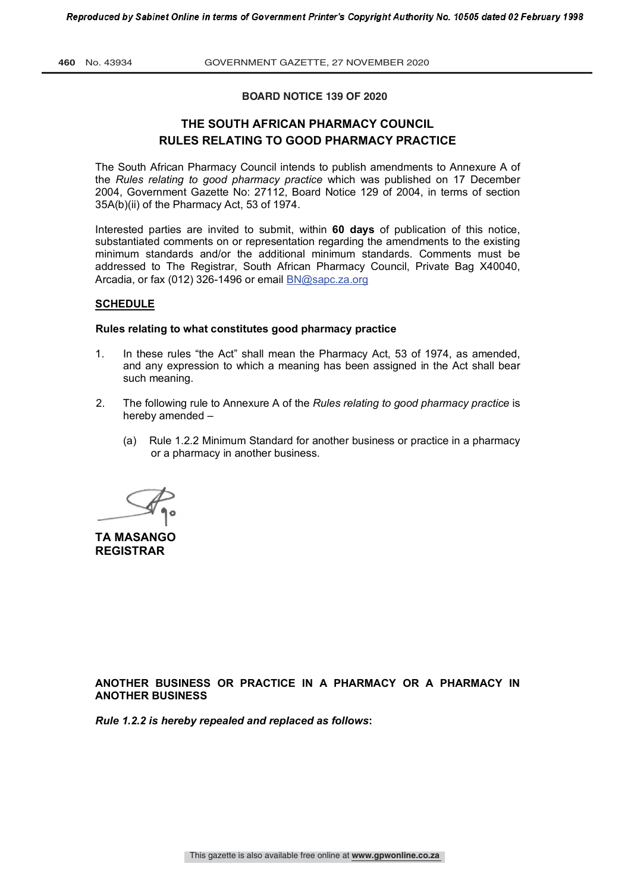## BOARD NOTICE 139 OF 2020

# THE SOUTH AFRICAN PHARMACY COUNCIL
# RULES RELATING TO GOOD PHARMACY PRACTICE

The South African Pharmacy Council intends to publish amendments to Annexure A of the *Rules relating to good pharmacy practice* which was published on 17 December 2004, Government Gazette No: 27112, Board Notice 129 of 2004, in terms of section 35A(b)(ii) of the Pharmacy Act, 53 of 1974.

Interested parties are invited to submit, within **60 days** of publication of this notice, substantiated comments on or representation regarding the amendments to the existing minimum standards and/or the additional minimum standards. Comments must be addressed to The Registrar, South African Pharmacy Council, Private Bag X40040, Arcadia, or fax (012) 326-1496 or email BN@sapc.za.org

**SCHEDULE**

**Rules relating to what constitutes good pharmacy practice**

1. In these rules "the Act" shall mean the Pharmacy Act, 53 of 1974, as amended, and any expression to which a meaning has been assigned in the Act shall bear such meaning.

2. The following rule to Annexure A of the *Rules relating to good pharmacy practice* is hereby amended –

   (a) Rule 1.2.2 Minimum Standard for another business or practice in a pharmacy or a pharmacy in another business.

**TA MASANGO**
**REGISTRAR**

**ANOTHER BUSINESS OR PRACTICE IN A PHARMACY OR A PHARMACY IN ANOTHER BUSINESS**

***Rule 1.2.2 is hereby repealed and replaced as follows*:**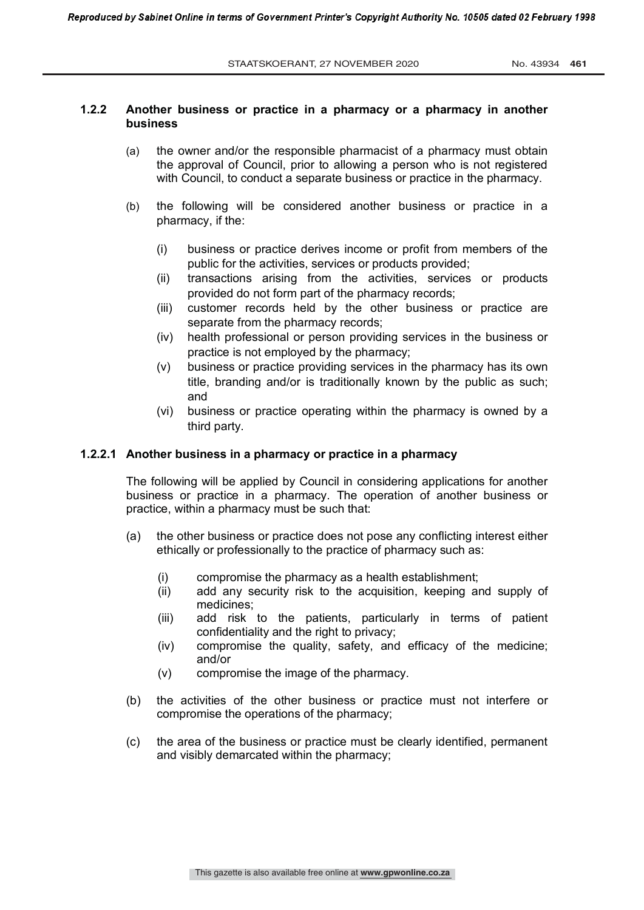### 1.2.2 Another business or practice in a pharmacy or a pharmacy in another business

(a) the owner and/or the responsible pharmacist of a pharmacy must obtain the approval of Council, prior to allowing a person who is not registered with Council, to conduct a separate business or practice in the pharmacy.

(b) the following will be considered another business or practice in a pharmacy, if the:

- (i) business or practice derives income or profit from members of the public for the activities, services or products provided;
- (ii) transactions arising from the activities, services or products provided do not form part of the pharmacy records;
- (iii) customer records held by the other business or practice are separate from the pharmacy records;
- (iv) health professional or person providing services in the business or practice is not employed by the pharmacy;
- (v) business or practice providing services in the pharmacy has its own title, branding and/or is traditionally known by the public as such; and
- (vi) business or practice operating within the pharmacy is owned by a third party.

#### 1.2.2.1 Another business in a pharmacy or practice in a pharmacy

The following will be applied by Council in considering applications for another business or practice in a pharmacy. The operation of another business or practice, within a pharmacy must be such that:

(a) the other business or practice does not pose any conflicting interest either ethically or professionally to the practice of pharmacy such as:

- (i) compromise the pharmacy as a health establishment;
- (ii) add any security risk to the acquisition, keeping and supply of medicines;
- (iii) add risk to the patients, particularly in terms of patient confidentiality and the right to privacy;
- (iv) compromise the quality, safety, and efficacy of the medicine; and/or
- (v) compromise the image of the pharmacy.

(b) the activities of the other business or practice must not interfere or compromise the operations of the pharmacy;

(c) the area of the business or practice must be clearly identified, permanent and visibly demarcated within the pharmacy;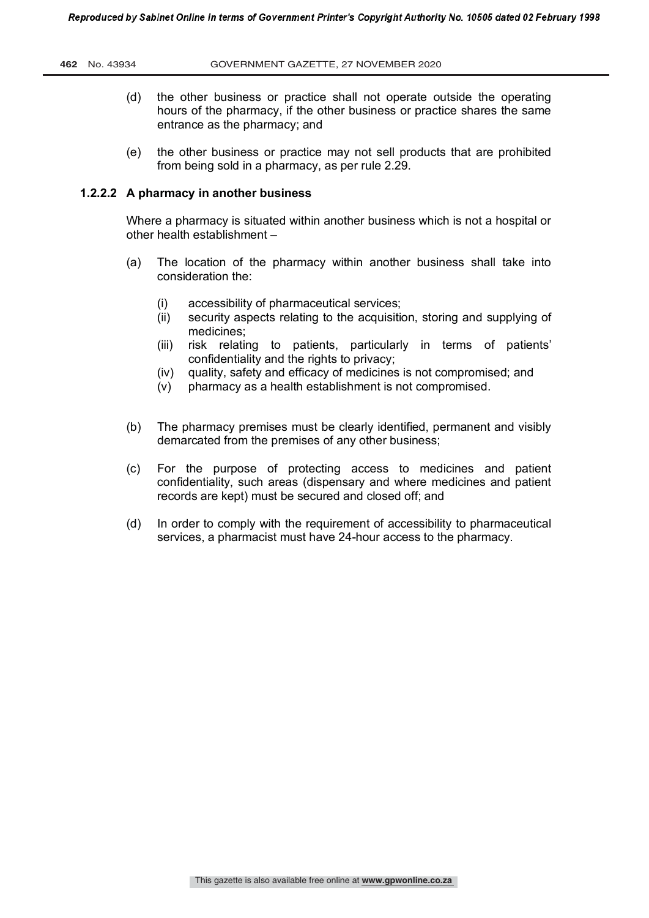(d) the other business or practice shall not operate outside the operating hours of the pharmacy, if the other business or practice shares the same entrance as the pharmacy; and

(e) the other business or practice may not sell products that are prohibited from being sold in a pharmacy, as per rule 2.29.

**1.2.2.2 A pharmacy in another business**

Where a pharmacy is situated within another business which is not a hospital or other health establishment –

(a) The location of the pharmacy within another business shall take into consideration the:

- (i) accessibility of pharmaceutical services;
- (ii) security aspects relating to the acquisition, storing and supplying of medicines;
- (iii) risk relating to patients, particularly in terms of patients' confidentiality and the rights to privacy;
- (iv) quality, safety and efficacy of medicines is not compromised; and
- (v) pharmacy as a health establishment is not compromised.

(b) The pharmacy premises must be clearly identified, permanent and visibly demarcated from the premises of any other business;

(c) For the purpose of protecting access to medicines and patient confidentiality, such areas (dispensary and where medicines and patient records are kept) must be secured and closed off; and

(d) In order to comply with the requirement of accessibility to pharmaceutical services, a pharmacist must have 24-hour access to the pharmacy.